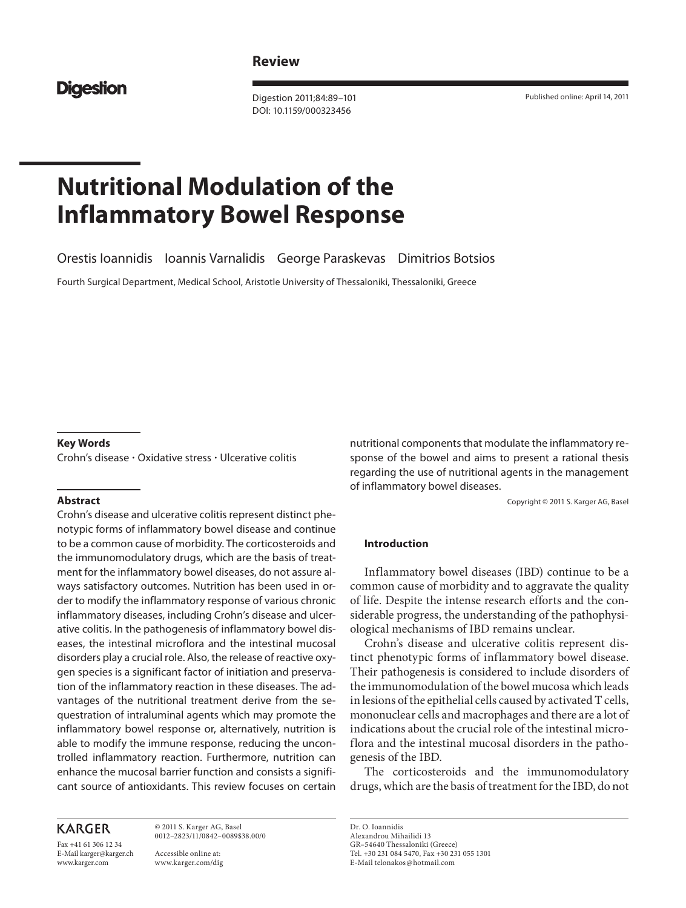Review

# Nutritional Modulation of the Inflammatory Bowel Response

Orestis Ioannidis   Ioannis Varnalidis   George Paraskevas   Dimitrios Botsios

Fourth Surgical Department, Medical School, Aristotle University of Thessaloniki, Thessaloniki, Greece

**Key Words**

Crohn's disease · Oxidative stress · Ulcerative colitis

**Abstract**

Crohn's disease and ulcerative colitis represent distinct phenotypic forms of inflammatory bowel disease and continue to be a common cause of morbidity. The corticosteroids and the immunomodulatory drugs, which are the basis of treatment for the inflammatory bowel diseases, do not assure always satisfactory outcomes. Nutrition has been used in order to modify the inflammatory response of various chronic inflammatory diseases, including Crohn's disease and ulcerative colitis. In the pathogenesis of inflammatory bowel diseases, the intestinal microflora and the intestinal mucosal disorders play a crucial role. Also, the release of reactive oxygen species is a significant factor of initiation and preservation of the inflammatory reaction in these diseases. The advantages of the nutritional treatment derive from the sequestration of intraluminal agents which may promote the inflammatory bowel response or, alternatively, nutrition is able to modify the immune response, reducing the uncontrolled inflammatory reaction. Furthermore, nutrition can enhance the mucosal barrier function and consists a significant source of antioxidants. This review focuses on certain nutritional components that modulate the inflammatory response of the bowel and aims to present a rational thesis regarding the use of nutritional agents in the management of inflammatory bowel diseases.

Copyright © 2011 S. Karger AG, Basel

## Introduction

Inflammatory bowel diseases (IBD) continue to be a common cause of morbidity and to aggravate the quality of life. Despite the intense research efforts and the considerable progress, the understanding of the pathophysiological mechanisms of IBD remains unclear.

Crohn's disease and ulcerative colitis represent distinct phenotypic forms of inflammatory bowel disease. Their pathogenesis is considered to include disorders of the immunomodulation of the bowel mucosa which leads in lesions of the epithelial cells caused by activated T cells, mononuclear cells and macrophages and there are a lot of indications about the crucial role of the intestinal microflora and the intestinal mucosal disorders in the pathogenesis of the IBD.

The corticosteroids and the immunomodulatory drugs, which are the basis of treatment for the IBD, do not

Dr. O. Ioannidis
Alexandrou Mihailidi 13
GR–54640 Thessaloniki (Greece)
Tel. +30 231 084 5470, Fax +30 231 055 1301
E-Mail telonakos@hotmail.com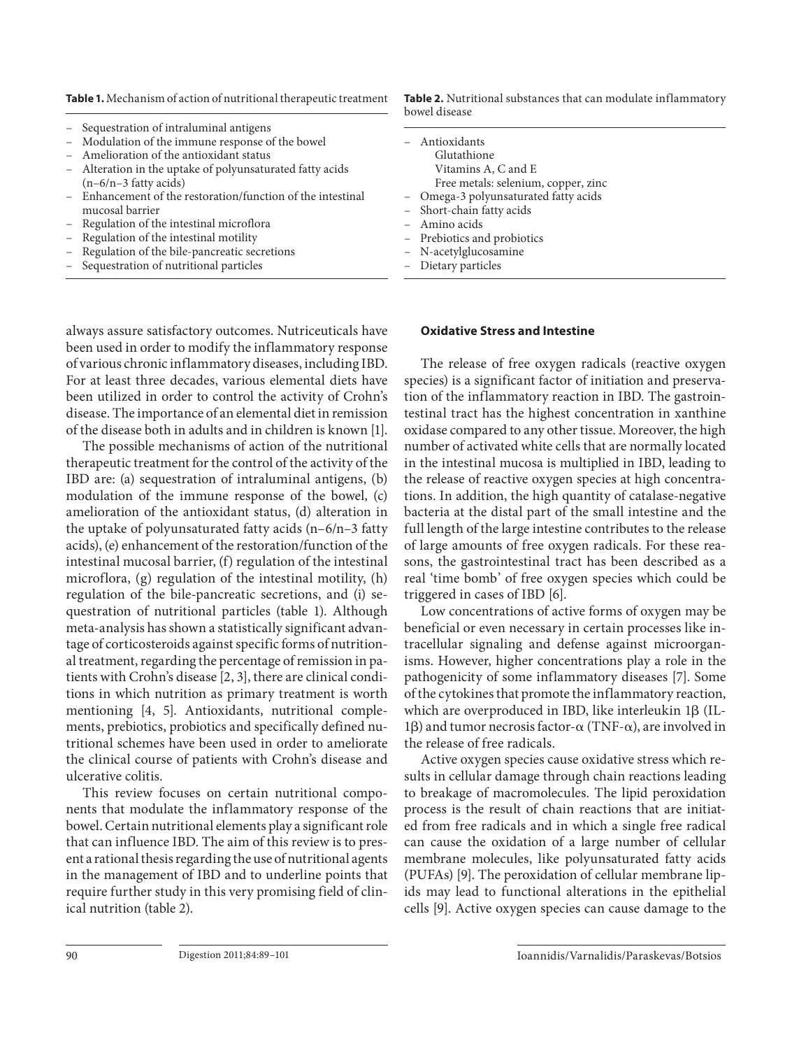**Table 1.** Mechanism of action of nutritional therapeutic treatment

- Sequestration of intraluminal antigens
- Modulation of the immune response of the bowel
- Amelioration of the antioxidant status
- Alteration in the uptake of polyunsaturated fatty acids (n–6/n–3 fatty acids)
- Enhancement of the restoration/function of the intestinal mucosal barrier
- Regulation of the intestinal microflora
- Regulation of the intestinal motility
- Regulation of the bile-pancreatic secretions
- Sequestration of nutritional particles

**Table 2.** Nutritional substances that can modulate inflammatory bowel disease

- Antioxidants
  - Glutathione
  - Vitamins A, C and E
  - Free metals: selenium, copper, zinc
- Omega-3 polyunsaturated fatty acids
- Short-chain fatty acids
- Amino acids
- Prebiotics and probiotics
- N-acetylglucosamine
- Dietary particles

always assure satisfactory outcomes. Nutriceuticals have been used in order to modify the inflammatory response of various chronic inflammatory diseases, including IBD. For at least three decades, various elemental diets have been utilized in order to control the activity of Crohn's disease. The importance of an elemental diet in remission of the disease both in adults and in children is known [1].

The possible mechanisms of action of the nutritional therapeutic treatment for the control of the activity of the IBD are: (a) sequestration of intraluminal antigens, (b) modulation of the immune response of the bowel, (c) amelioration of the antioxidant status, (d) alteration in the uptake of polyunsaturated fatty acids (n–6/n–3 fatty acids), (e) enhancement of the restoration/function of the intestinal mucosal barrier, (f) regulation of the intestinal microflora, (g) regulation of the intestinal motility, (h) regulation of the bile-pancreatic secretions, and (i) sequestration of nutritional particles (table 1). Although meta-analysis has shown a statistically significant advantage of corticosteroids against specific forms of nutritional treatment, regarding the percentage of remission in patients with Crohn's disease [2, 3], there are clinical conditions in which nutrition as primary treatment is worth mentioning [4, 5]. Antioxidants, nutritional complements, prebiotics, probiotics and specifically defined nutritional schemes have been used in order to ameliorate the clinical course of patients with Crohn's disease and ulcerative colitis.

This review focuses on certain nutritional components that modulate the inflammatory response of the bowel. Certain nutritional elements play a significant role that can influence IBD. The aim of this review is to present a rational thesis regarding the use of nutritional agents in the management of IBD and to underline points that require further study in this very promising field of clinical nutrition (table 2).

## Oxidative Stress and Intestine

The release of free oxygen radicals (reactive oxygen species) is a significant factor of initiation and preservation of the inflammatory reaction in IBD. The gastrointestinal tract has the highest concentration in xanthine oxidase compared to any other tissue. Moreover, the high number of activated white cells that are normally located in the intestinal mucosa is multiplied in IBD, leading to the release of reactive oxygen species at high concentrations. In addition, the high quantity of catalase-negative bacteria at the distal part of the small intestine and the full length of the large intestine contributes to the release of large amounts of free oxygen radicals. For these reasons, the gastrointestinal tract has been described as a real 'time bomb' of free oxygen species which could be triggered in cases of IBD [6].

Low concentrations of active forms of oxygen may be beneficial or even necessary in certain processes like intracellular signaling and defense against microorganisms. However, higher concentrations play a role in the pathogenicity of some inflammatory diseases [7]. Some of the cytokines that promote the inflammatory reaction, which are overproduced in IBD, like interleukin 1β (IL-1β) and tumor necrosis factor-α (TNF-α), are involved in the release of free radicals.

Active oxygen species cause oxidative stress which results in cellular damage through chain reactions leading to breakage of macromolecules. The lipid peroxidation process is the result of chain reactions that are initiated from free radicals and in which a single free radical can cause the oxidation of a large number of cellular membrane molecules, like polyunsaturated fatty acids (PUFAs) [9]. The peroxidation of cellular membrane lipids may lead to functional alterations in the epithelial cells [9]. Active oxygen species can cause damage to the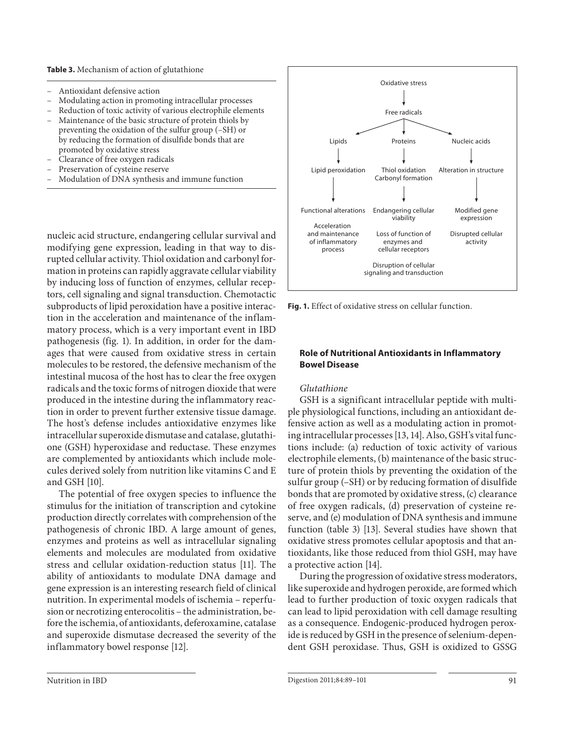**Table 3.** Mechanism of action of glutathione

- Antioxidant defensive action
- Modulating action in promoting intracellular processes
- Reduction of toxic activity of various electrophile elements
- Maintenance of the basic structure of protein thiols by preventing the oxidation of the sulfur group (–SH) or by reducing the formation of disulfide bonds that are promoted by oxidative stress
- Clearance of free oxygen radicals
- Preservation of cysteine reserve
- Modulation of DNA synthesis and immune function

nucleic acid structure, endangering cellular survival and modifying gene expression, leading in that way to disrupted cellular activity. Thiol oxidation and carbonyl formation in proteins can rapidly aggravate cellular viability by inducing loss of function of enzymes, cellular receptors, cell signaling and signal transduction. Chemotactic subproducts of lipid peroxidation have a positive interaction in the acceleration and maintenance of the inflammatory process, which is a very important event in IBD pathogenesis (fig. 1). In addition, in order for the damages that were caused from oxidative stress in certain molecules to be restored, the defensive mechanism of the intestinal mucosa of the host has to clear the free oxygen radicals and the toxic forms of nitrogen dioxide that were produced in the intestine during the inflammatory reaction in order to prevent further extensive tissue damage. The host's defense includes antioxidative enzymes like intracellular superoxide dismutase and catalase, glutathione (GSH) hyperoxidase and reductase. These enzymes are complemented by antioxidants which include molecules derived solely from nutrition like vitamins C and E and GSH [10].

The potential of free oxygen species to influence the stimulus for the initiation of transcription and cytokine production directly correlates with comprehension of the pathogenesis of chronic IBD. A large amount of genes, enzymes and proteins as well as intracellular signaling elements and molecules are modulated from oxidative stress and cellular oxidation-reduction status [11]. The ability of antioxidants to modulate DNA damage and gene expression is an interesting research field of clinical nutrition. In experimental models of ischemia – reperfusion or necrotizing enterocolitis – the administration, before the ischemia, of antioxidants, deferoxamine, catalase and superoxide dismutase decreased the severity of the inflammatory bowel response [12].

Oxidative stress → Free radicals → Lipids / Proteins / Nucleic acids

- Lipids → Lipid peroxidation → Functional alterations; Acceleration and maintenance of inflammatory process
- Proteins → Thiol oxidation, Carbonyl formation → Endangering cellular viability; Loss of function of enzymes and cellular receptors
- Nucleic acids → Alteration in structure → Modified gene expression; Disrupted cellular activity
- Disruption of cellular signaling and transduction

**Fig. 1.** Effect of oxidative stress on cellular function.

## Role of Nutritional Antioxidants in Inflammatory Bowel Disease

### *Glutathione*

GSH is a significant intracellular peptide with multiple physiological functions, including an antioxidant defensive action as well as a modulating action in promoting intracellular processes [13, 14]. Also, GSH's vital functions include: (a) reduction of toxic activity of various electrophile elements, (b) maintenance of the basic structure of protein thiols by preventing the oxidation of the sulfur group (–SH) or by reducing formation of disulfide bonds that are promoted by oxidative stress, (c) clearance of free oxygen radicals, (d) preservation of cysteine reserve, and (e) modulation of DNA synthesis and immune function (table 3) [13]. Several studies have shown that oxidative stress promotes cellular apoptosis and that antioxidants, like those reduced from thiol GSH, may have a protective action [14].

During the progression of oxidative stress moderators, like superoxide and hydrogen peroxide, are formed which lead to further production of toxic oxygen radicals that can lead to lipid peroxidation with cell damage resulting as a consequence. Endogenic-produced hydrogen peroxide is reduced by GSH in the presence of selenium-dependent GSH peroxidase. Thus, GSH is oxidized to GSSG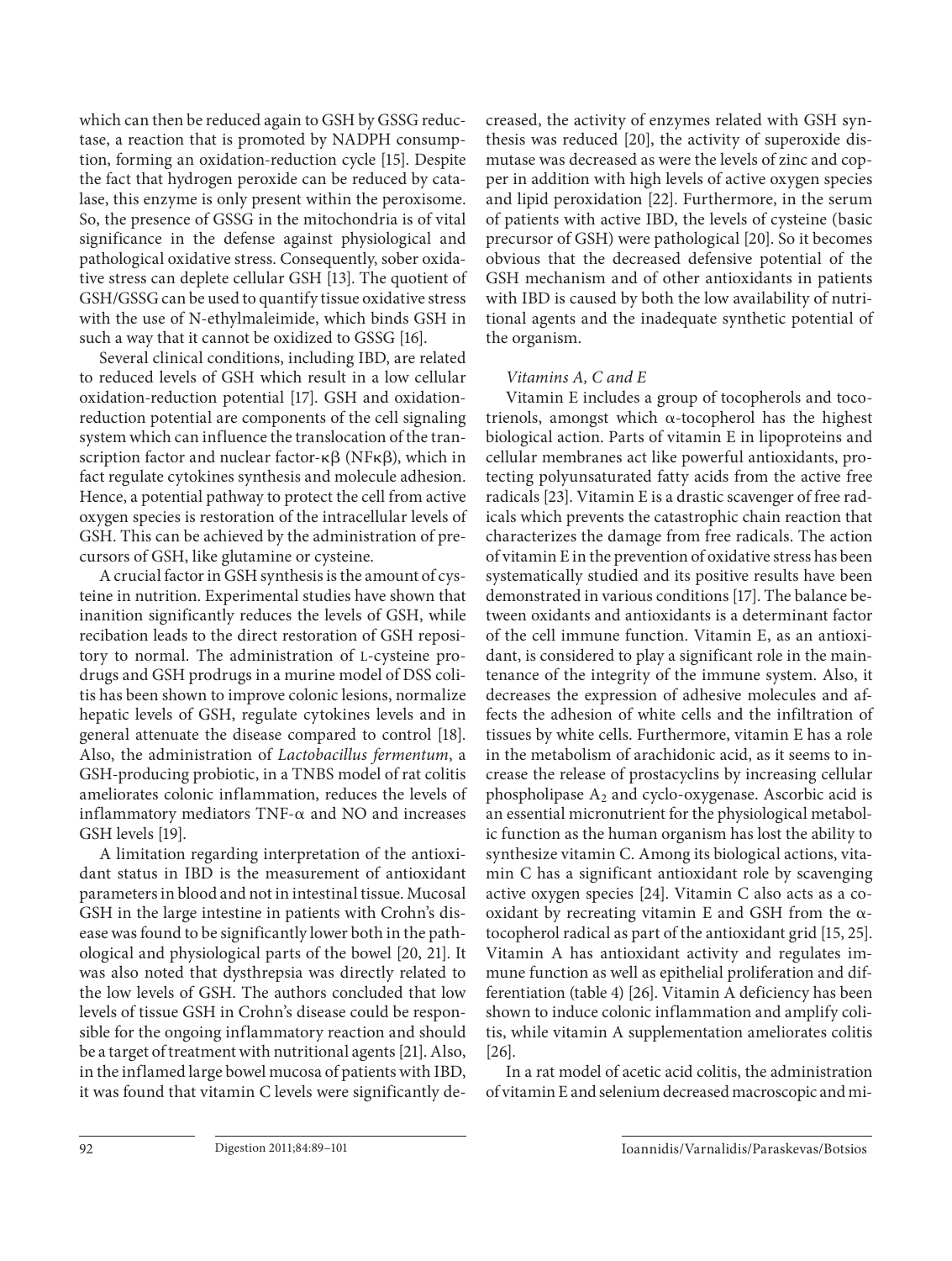which can then be reduced again to GSH by GSSG reductase, a reaction that is promoted by NADPH consumption, forming an oxidation-reduction cycle [15]. Despite the fact that hydrogen peroxide can be reduced by catalase, this enzyme is only present within the peroxisome. So, the presence of GSSG in the mitochondria is of vital significance in the defense against physiological and pathological oxidative stress. Consequently, sober oxidative stress can deplete cellular GSH [13]. The quotient of GSH/GSSG can be used to quantify tissue oxidative stress with the use of N-ethylmaleimide, which binds GSH in such a way that it cannot be oxidized to GSSG [16].

Several clinical conditions, including IBD, are related to reduced levels of GSH which result in a low cellular oxidation-reduction potential [17]. GSH and oxidation-reduction potential are components of the cell signaling system which can influence the translocation of the transcription factor and nuclear factor-κβ (NFκβ), which in fact regulate cytokines synthesis and molecule adhesion. Hence, a potential pathway to protect the cell from active oxygen species is restoration of the intracellular levels of GSH. This can be achieved by the administration of precursors of GSH, like glutamine or cysteine.

A crucial factor in GSH synthesis is the amount of cysteine in nutrition. Experimental studies have shown that inanition significantly reduces the levels of GSH, while recibation leads to the direct restoration of GSH repository to normal. The administration of L-cysteine prodrugs and GSH prodrugs in a murine model of DSS colitis has been shown to improve colonic lesions, normalize hepatic levels of GSH, regulate cytokines levels and in general attenuate the disease compared to control [18]. Also, the administration of *Lactobacillus fermentum*, a GSH-producing probiotic, in a TNBS model of rat colitis ameliorates colonic inflammation, reduces the levels of inflammatory mediators TNF-α and NO and increases GSH levels [19].

A limitation regarding interpretation of the antioxidant status in IBD is the measurement of antioxidant parameters in blood and not in intestinal tissue. Mucosal GSH in the large intestine in patients with Crohn's disease was found to be significantly lower both in the pathological and physiological parts of the bowel [20, 21]. It was also noted that dysthrepsia was directly related to the low levels of GSH. The authors concluded that low levels of tissue GSH in Crohn's disease could be responsible for the ongoing inflammatory reaction and should be a target of treatment with nutritional agents [21]. Also, in the inflamed large bowel mucosa of patients with IBD, it was found that vitamin C levels were significantly decreased, the activity of enzymes related with GSH synthesis was reduced [20], the activity of superoxide dismutase was decreased as were the levels of zinc and copper in addition with high levels of active oxygen species and lipid peroxidation [22]. Furthermore, in the serum of patients with active IBD, the levels of cysteine (basic precursor of GSH) were pathological [20]. So it becomes obvious that the decreased defensive potential of the GSH mechanism and of other antioxidants in patients with IBD is caused by both the low availability of nutritional agents and the inadequate synthetic potential of the organism.

*Vitamins A, C and E*

Vitamin E includes a group of tocopherols and tocotrienols, amongst which α-tocopherol has the highest biological action. Parts of vitamin E in lipoproteins and cellular membranes act like powerful antioxidants, protecting polyunsaturated fatty acids from the active free radicals [23]. Vitamin E is a drastic scavenger of free radicals which prevents the catastrophic chain reaction that characterizes the damage from free radicals. The action of vitamin E in the prevention of oxidative stress has been systematically studied and its positive results have been demonstrated in various conditions [17]. The balance between oxidants and antioxidants is a determinant factor of the cell immune function. Vitamin E, as an antioxidant, is considered to play a significant role in the maintenance of the integrity of the immune system. Also, it decreases the expression of adhesive molecules and affects the adhesion of white cells and the infiltration of tissues by white cells. Furthermore, vitamin E has a role in the metabolism of arachidonic acid, as it seems to increase the release of prostacyclins by increasing cellular phospholipase $A_2$ and cyclo-oxygenase. Ascorbic acid is an essential micronutrient for the physiological metabolic function as the human organism has lost the ability to synthesize vitamin C. Among its biological actions, vitamin C has a significant antioxidant role by scavenging active oxygen species [24]. Vitamin C also acts as a co-oxidant by recreating vitamin E and GSH from the α-tocopherol radical as part of the antioxidant grid [15, 25]. Vitamin A has antioxidant activity and regulates immune function as well as epithelial proliferation and differentiation (table 4) [26]. Vitamin A deficiency has been shown to induce colonic inflammation and amplify colitis, while vitamin A supplementation ameliorates colitis [26].

In a rat model of acetic acid colitis, the administration of vitamin E and selenium decreased macroscopic and mi-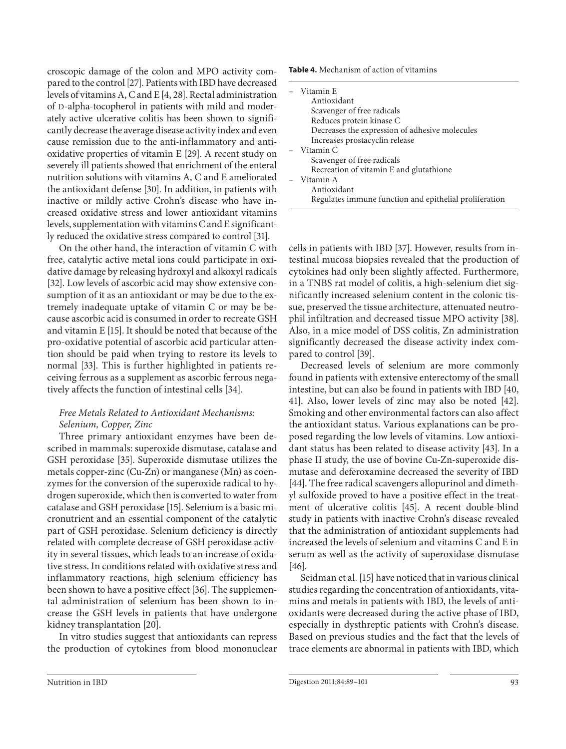croscopic damage of the colon and MPO activity compared to the control [27]. Patients with IBD have decreased levels of vitamins A, C and E [4, 28]. Rectal administration of D-alpha-tocopherol in patients with mild and moderately active ulcerative colitis has been shown to significantly decrease the average disease activity index and even cause remission due to the anti-inflammatory and antioxidative properties of vitamin E [29]. A recent study on severely ill patients showed that enrichment of the enteral nutrition solutions with vitamins A, C and E ameliorated the antioxidant defense [30]. In addition, in patients with inactive or mildly active Crohn's disease who have increased oxidative stress and lower antioxidant vitamins levels, supplementation with vitamins C and E significantly reduced the oxidative stress compared to control [31].

On the other hand, the interaction of vitamin C with free, catalytic active metal ions could participate in oxidative damage by releasing hydroxyl and alkoxyl radicals [32]. Low levels of ascorbic acid may show extensive consumption of it as an antioxidant or may be due to the extremely inadequate uptake of vitamin C or may be because ascorbic acid is consumed in order to recreate GSH and vitamin E [15]. It should be noted that because of the pro-oxidative potential of ascorbic acid particular attention should be paid when trying to restore its levels to normal [33]. This is further highlighted in patients receiving ferrous as a supplement as ascorbic ferrous negatively affects the function of intestinal cells [34].

**Table 4.** Mechanism of action of vitamins

- Vitamin E
  - Antioxidant
  - Scavenger of free radicals
  - Reduces protein kinase C
  - Decreases the expression of adhesive molecules
  - Increases prostacyclin release
- Vitamin C
  - Scavenger of free radicals
  - Recreation of vitamin E and glutathione
- Vitamin A
  - Antioxidant
  - Regulates immune function and epithelial proliferation

### *Free Metals Related to Antioxidant Mechanisms: Selenium, Copper, Zinc*

Three primary antioxidant enzymes have been described in mammals: superoxide dismutase, catalase and GSH peroxidase [35]. Superoxide dismutase utilizes the metals copper-zinc (Cu-Zn) or manganese (Mn) as coenzymes for the conversion of the superoxide radical to hydrogen superoxide, which then is converted to water from catalase and GSH peroxidase [15]. Selenium is a basic micronutrient and an essential component of the catalytic part of GSH peroxidase. Selenium deficiency is directly related with complete decrease of GSH peroxidase activity in several tissues, which leads to an increase of oxidative stress. In conditions related with oxidative stress and inflammatory reactions, high selenium efficiency has been shown to have a positive effect [36]. The supplemental administration of selenium has been shown to increase the GSH levels in patients that have undergone kidney transplantation [20].

In vitro studies suggest that antioxidants can repress the production of cytokines from blood mononuclear cells in patients with IBD [37]. However, results from intestinal mucosa biopsies revealed that the production of cytokines had only been slightly affected. Furthermore, in a TNBS rat model of colitis, a high-selenium diet significantly increased selenium content in the colonic tissue, preserved the tissue architecture, attenuated neutrophil infiltration and decreased tissue MPO activity [38]. Also, in a mice model of DSS colitis, Zn administration significantly decreased the disease activity index compared to control [39].

Decreased levels of selenium are more commonly found in patients with extensive enterectomy of the small intestine, but can also be found in patients with IBD [40, 41]. Also, lower levels of zinc may also be noted [42]. Smoking and other environmental factors can also affect the antioxidant status. Various explanations can be proposed regarding the low levels of vitamins. Low antioxidant status has been related to disease activity [43]. In a phase II study, the use of bovine Cu-Zn-superoxide dismutase and deferoxamine decreased the severity of IBD [44]. The free radical scavengers allopurinol and dimethyl sulfoxide proved to have a positive effect in the treatment of ulcerative colitis [45]. A recent double-blind study in patients with inactive Crohn's disease revealed that the administration of antioxidant supplements had increased the levels of selenium and vitamins C and E in serum as well as the activity of superoxidase dismutase [46].

Seidman et al. [15] have noticed that in various clinical studies regarding the concentration of antioxidants, vitamins and metals in patients with IBD, the levels of antioxidants were decreased during the active phase of IBD, especially in dysthreptic patients with Crohn's disease. Based on previous studies and the fact that the levels of trace elements are abnormal in patients with IBD, which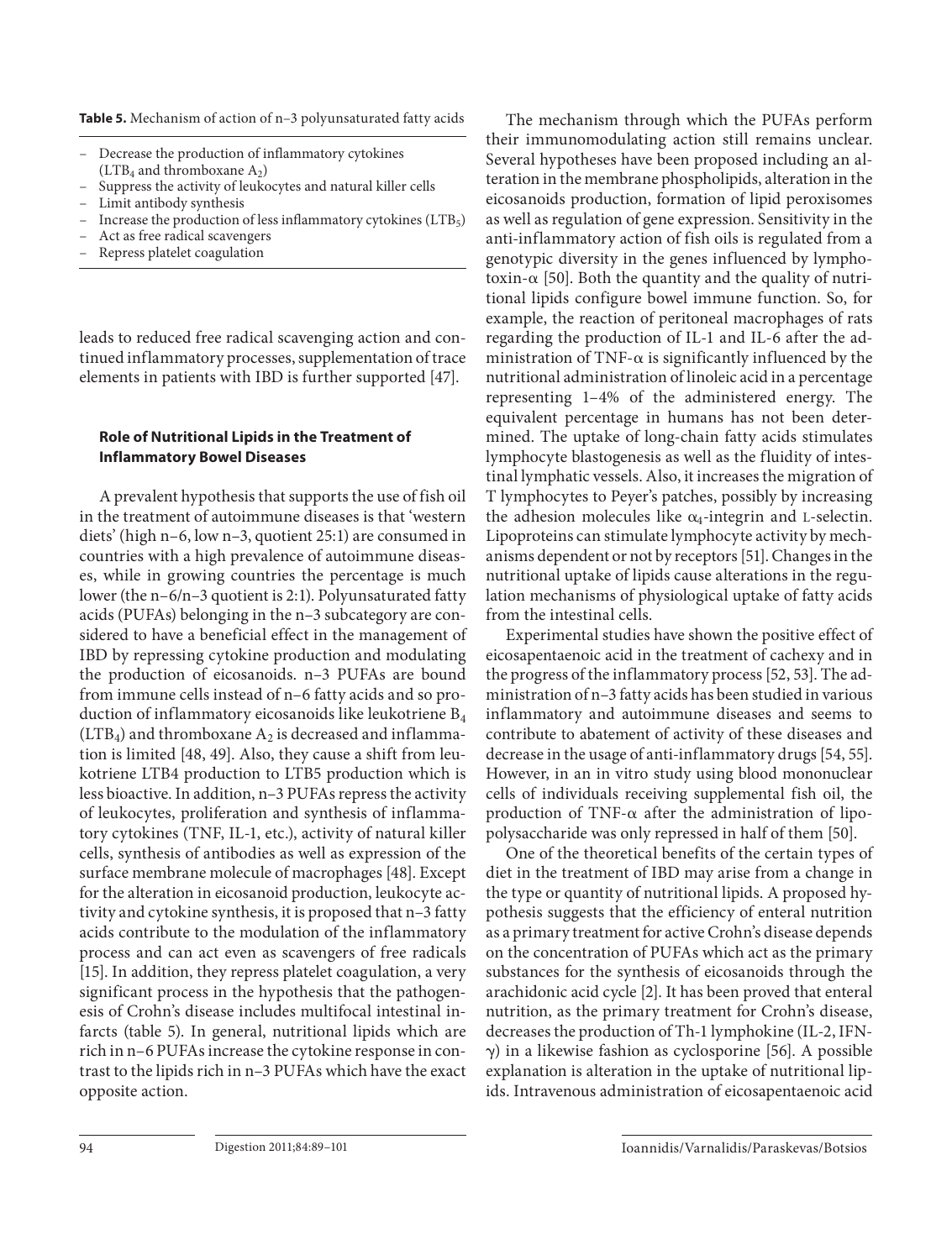**Table 5.** Mechanism of action of n–3 polyunsaturated fatty acids

- Decrease the production of inflammatory cytokines ($LTB_4$ and thromboxane $A_2$)
- Suppress the activity of leukocytes and natural killer cells
- Limit antibody synthesis
- Increase the production of less inflammatory cytokines ($LTB_5$)
- Act as free radical scavengers
- Repress platelet coagulation

leads to reduced free radical scavenging action and continued inflammatory processes, supplementation of trace elements in patients with IBD is further supported [47].

### Role of Nutritional Lipids in the Treatment of Inflammatory Bowel Diseases

A prevalent hypothesis that supports the use of fish oil in the treatment of autoimmune diseases is that 'western diets' (high n–6, low n–3, quotient 25:1) are consumed in countries with a high prevalence of autoimmune diseases, while in growing countries the percentage is much lower (the n–6/n–3 quotient is 2:1). Polyunsaturated fatty acids (PUFAs) belonging in the n–3 subcategory are considered to have a beneficial effect in the management of IBD by repressing cytokine production and modulating the production of eicosanoids. n–3 PUFAs are bound from immune cells instead of n–6 fatty acids and so production of inflammatory eicosanoids like leukotriene $B_4$ ($LTB_4$) and thromboxane $A_2$ is decreased and inflammation is limited [48, 49]. Also, they cause a shift from leukotriene LTB4 production to LTB5 production which is less bioactive. In addition, n–3 PUFAs repress the activity of leukocytes, proliferation and synthesis of inflammatory cytokines (TNF, IL-1, etc.), activity of natural killer cells, synthesis of antibodies as well as expression of the surface membrane molecule of macrophages [48]. Except for the alteration in eicosanoid production, leukocyte activity and cytokine synthesis, it is proposed that n–3 fatty acids contribute to the modulation of the inflammatory process and can act even as scavengers of free radicals [15]. In addition, they repress platelet coagulation, a very significant process in the hypothesis that the pathogenesis of Crohn's disease includes multifocal intestinal infarcts (table 5). In general, nutritional lipids which are rich in n–6 PUFAs increase the cytokine response in contrast to the lipids rich in n–3 PUFAs which have the exact opposite action.

The mechanism through which the PUFAs perform their immunomodulating action still remains unclear. Several hypotheses have been proposed including an alteration in the membrane phospholipids, alteration in the eicosanoids production, formation of lipid peroxisomes as well as regulation of gene expression. Sensitivity in the anti-inflammatory action of fish oils is regulated from a genotypic diversity in the genes influenced by lymphotoxin-α [50]. Both the quantity and the quality of nutritional lipids configure bowel immune function. So, for example, the reaction of peritoneal macrophages of rats regarding the production of IL-1 and IL-6 after the administration of TNF-α is significantly influenced by the nutritional administration of linoleic acid in a percentage representing 1–4% of the administered energy. The equivalent percentage in humans has not been determined. The uptake of long-chain fatty acids stimulates lymphocyte blastogenesis as well as the fluidity of intestinal lymphatic vessels. Also, it increases the migration of T lymphocytes to Peyer's patches, possibly by increasing the adhesion molecules like $\alpha_4$-integrin and L-selectin. Lipoproteins can stimulate lymphocyte activity by mechanisms dependent or not by receptors [51]. Changes in the nutritional uptake of lipids cause alterations in the regulation mechanisms of physiological uptake of fatty acids from the intestinal cells.

Experimental studies have shown the positive effect of eicosapentaenoic acid in the treatment of cachexy and in the progress of the inflammatory process [52, 53]. The administration of n–3 fatty acids has been studied in various inflammatory and autoimmune diseases and seems to contribute to abatement of activity of these diseases and decrease in the usage of anti-inflammatory drugs [54, 55]. However, in an in vitro study using blood mononuclear cells of individuals receiving supplemental fish oil, the production of TNF-α after the administration of lipopolysaccharide was only repressed in half of them [50].

One of the theoretical benefits of the certain types of diet in the treatment of IBD may arise from a change in the type or quantity of nutritional lipids. A proposed hypothesis suggests that the efficiency of enteral nutrition as a primary treatment for active Crohn's disease depends on the concentration of PUFAs which act as the primary substances for the synthesis of eicosanoids through the arachidonic acid cycle [2]. It has been proved that enteral nutrition, as the primary treatment for Crohn's disease, decreases the production of Th-1 lymphokine (IL-2, IFN-γ) in a likewise fashion as cyclosporine [56]. A possible explanation is alteration in the uptake of nutritional lipids. Intravenous administration of eicosapentaenoic acid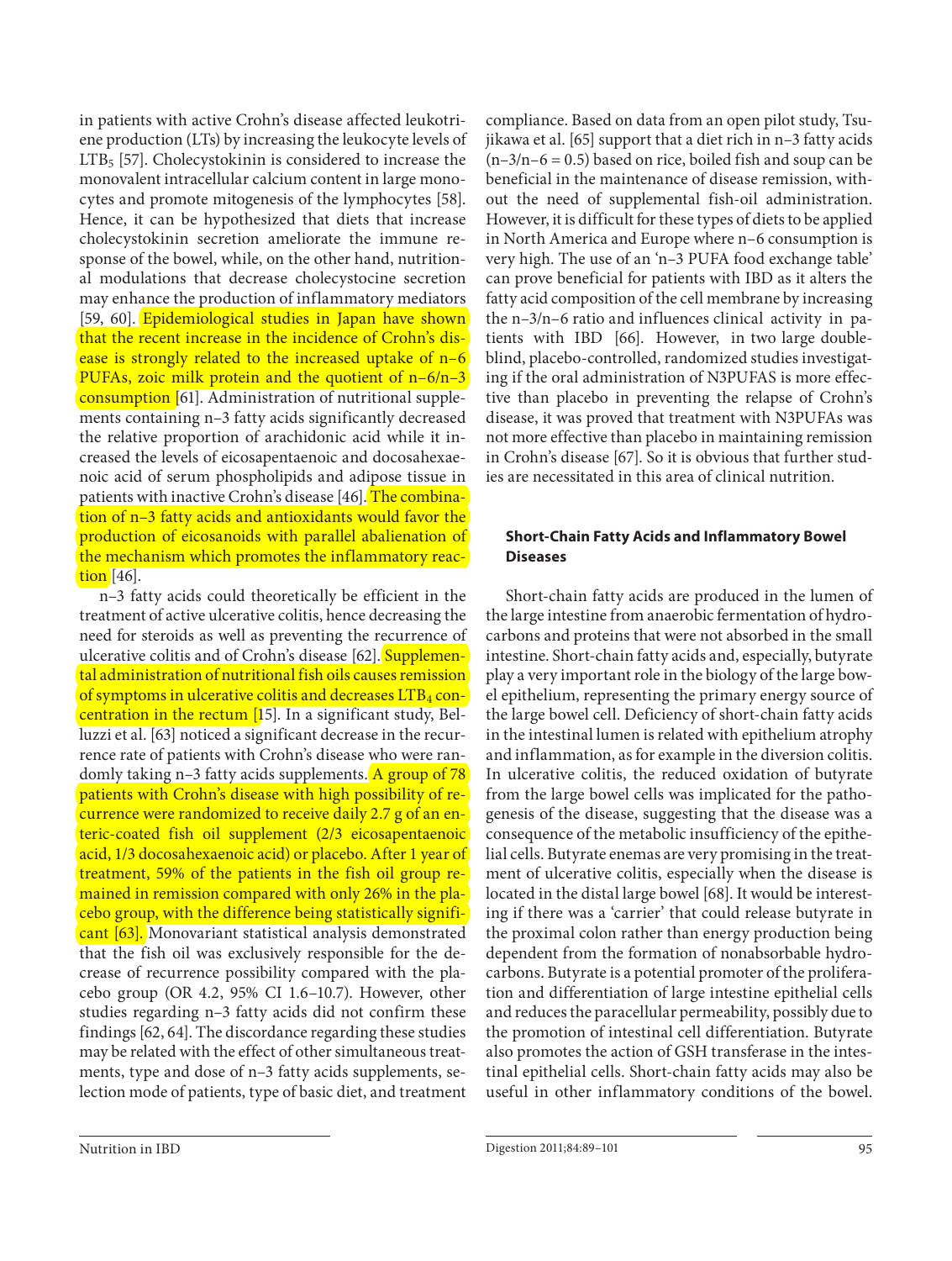in patients with active Crohn's disease affected leukotriene production (LTs) by increasing the leukocyte levels of $LTB_5$ [57]. Cholecystokinin is considered to increase the monovalent intracellular calcium content in large monocytes and promote mitogenesis of the lymphocytes [58]. Hence, it can be hypothesized that diets that increase cholecystokinin secretion ameliorate the immune response of the bowel, while, on the other hand, nutritional modulations that decrease cholecystocine secretion may enhance the production of inflammatory mediators [59, 60]. Epidemiological studies in Japan have shown that the recent increase in the incidence of Crohn's disease is strongly related to the increased uptake of n–6 PUFAs, zoic milk protein and the quotient of n–6/n–3 consumption [61]. Administration of nutritional supplements containing n–3 fatty acids significantly decreased the relative proportion of arachidonic acid while it increased the levels of eicosapentaenoic and docosahexaenoic acid of serum phospholipids and adipose tissue in patients with inactive Crohn's disease [46]. The combination of n–3 fatty acids and antioxidants would favor the production of eicosanoids with parallel abalienation of the mechanism which promotes the inflammatory reaction [46].

n–3 fatty acids could theoretically be efficient in the treatment of active ulcerative colitis, hence decreasing the need for steroids as well as preventing the recurrence of ulcerative colitis and of Crohn's disease [62]. Supplemental administration of nutritional fish oils causes remission of symptoms in ulcerative colitis and decreases $LTB_4$ concentration in the rectum [15]. In a significant study, Belluzzi et al. [63] noticed a significant decrease in the recurrence rate of patients with Crohn's disease who were randomly taking n–3 fatty acids supplements. A group of 78 patients with Crohn's disease with high possibility of recurrence were randomized to receive daily 2.7 g of an enteric-coated fish oil supplement (2/3 eicosapentaenoic acid, 1/3 docosahexaenoic acid) or placebo. After 1 year of treatment, 59% of the patients in the fish oil group remained in remission compared with only 26% in the placebo group, with the difference being statistically significant [63]. Monovariant statistical analysis demonstrated that the fish oil was exclusively responsible for the decrease of recurrence possibility compared with the placebo group (OR 4.2, 95% CI 1.6–10.7). However, other studies regarding n–3 fatty acids did not confirm these findings [62, 64]. The discordance regarding these studies may be related with the effect of other simultaneous treatments, type and dose of n–3 fatty acids supplements, selection mode of patients, type of basic diet, and treatment compliance. Based on data from an open pilot study, Tsujikawa et al. [65] support that a diet rich in n–3 fatty acids (n–3/n–6 = 0.5) based on rice, boiled fish and soup can be beneficial in the maintenance of disease remission, without the need of supplemental fish-oil administration. However, it is difficult for these types of diets to be applied in North America and Europe where n–6 consumption is very high. The use of an 'n–3 PUFA food exchange table' can prove beneficial for patients with IBD as it alters the fatty acid composition of the cell membrane by increasing the n–3/n–6 ratio and influences clinical activity in patients with IBD [66]. However, in two large double-blind, placebo-controlled, randomized studies investigating if the oral administration of N3PUFAS is more effective than placebo in preventing the relapse of Crohn's disease, it was proved that treatment with N3PUFAs was not more effective than placebo in maintaining remission in Crohn's disease [67]. So it is obvious that further studies are necessitated in this area of clinical nutrition.

## Short-Chain Fatty Acids and Inflammatory Bowel Diseases

Short-chain fatty acids are produced in the lumen of the large intestine from anaerobic fermentation of hydrocarbons and proteins that were not absorbed in the small intestine. Short-chain fatty acids and, especially, butyrate play a very important role in the biology of the large bowel epithelium, representing the primary energy source of the large bowel cell. Deficiency of short-chain fatty acids in the intestinal lumen is related with epithelium atrophy and inflammation, as for example in the diversion colitis. In ulcerative colitis, the reduced oxidation of butyrate from the large bowel cells was implicated for the pathogenesis of the disease, suggesting that the disease was a consequence of the metabolic insufficiency of the epithelial cells. Butyrate enemas are very promising in the treatment of ulcerative colitis, especially when the disease is located in the distal large bowel [68]. It would be interesting if there was a 'carrier' that could release butyrate in the proximal colon rather than energy production being dependent from the formation of nonabsorbable hydrocarbons. Butyrate is a potential promoter of the proliferation and differentiation of large intestine epithelial cells and reduces the paracellular permeability, possibly due to the promotion of intestinal cell differentiation. Butyrate also promotes the action of GSH transferase in the intestinal epithelial cells. Short-chain fatty acids may also be useful in other inflammatory conditions of the bowel.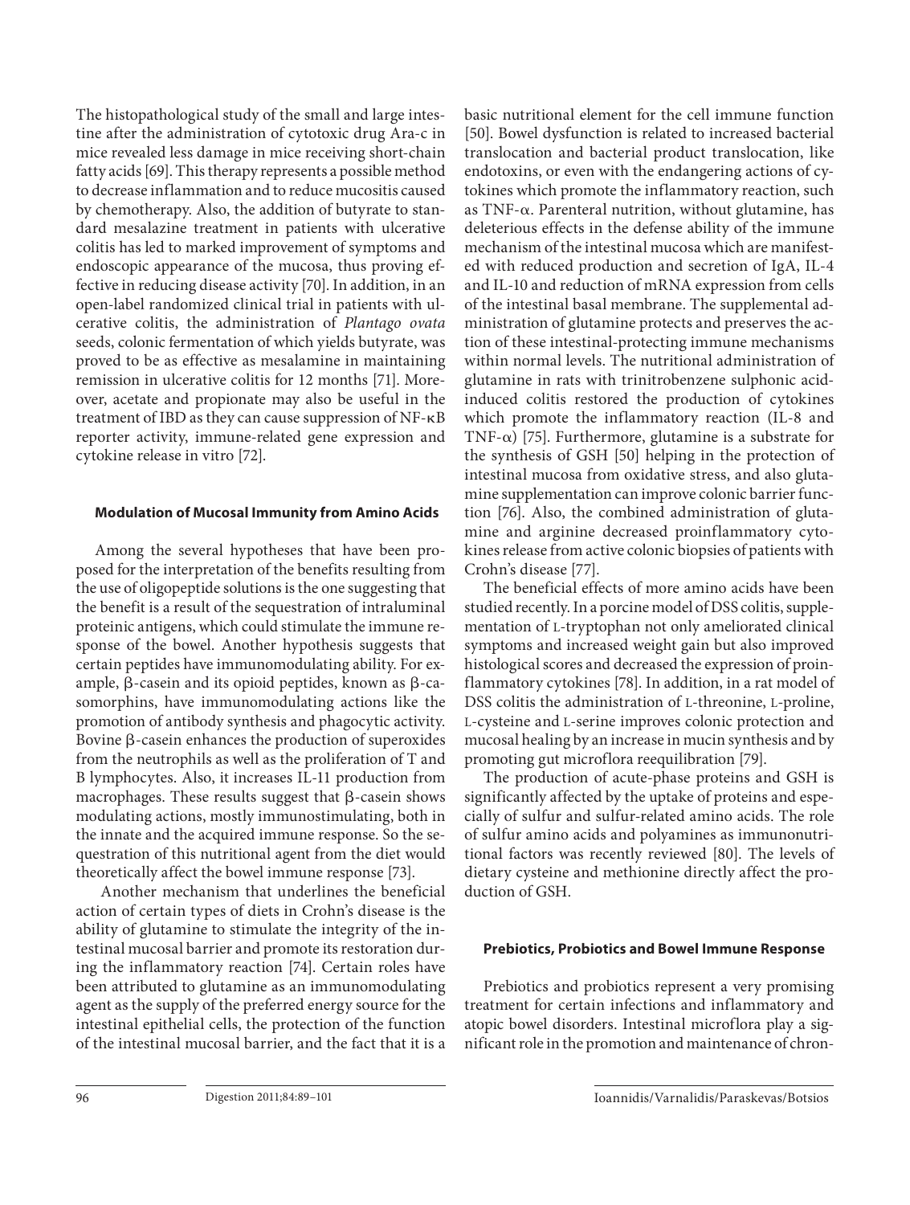The histopathological study of the small and large intestine after the administration of cytotoxic drug Ara-c in mice revealed less damage in mice receiving short-chain fatty acids [69]. This therapy represents a possible method to decrease inflammation and to reduce mucositis caused by chemotherapy. Also, the addition of butyrate to standard mesalazine treatment in patients with ulcerative colitis has led to marked improvement of symptoms and endoscopic appearance of the mucosa, thus proving effective in reducing disease activity [70]. In addition, in an open-label randomized clinical trial in patients with ulcerative colitis, the administration of *Plantago ovata* seeds, colonic fermentation of which yields butyrate, was proved to be as effective as mesalamine in maintaining remission in ulcerative colitis for 12 months [71]. Moreover, acetate and propionate may also be useful in the treatment of IBD as they can cause suppression of NF-κB reporter activity, immune-related gene expression and cytokine release in vitro [72].

### Modulation of Mucosal Immunity from Amino Acids

Among the several hypotheses that have been proposed for the interpretation of the benefits resulting from the use of oligopeptide solutions is the one suggesting that the benefit is a result of the sequestration of intraluminal proteinic antigens, which could stimulate the immune response of the bowel. Another hypothesis suggests that certain peptides have immunomodulating ability. For example, β-casein and its opioid peptides, known as β-casomorphins, have immunomodulating actions like the promotion of antibody synthesis and phagocytic activity. Bovine β-casein enhances the production of superoxides from the neutrophils as well as the proliferation of T and B lymphocytes. Also, it increases IL-11 production from macrophages. These results suggest that β-casein shows modulating actions, mostly immunostimulating, both in the innate and the acquired immune response. So the sequestration of this nutritional agent from the diet would theoretically affect the bowel immune response [73].

Another mechanism that underlines the beneficial action of certain types of diets in Crohn's disease is the ability of glutamine to stimulate the integrity of the intestinal mucosal barrier and promote its restoration during the inflammatory reaction [74]. Certain roles have been attributed to glutamine as an immunomodulating agent as the supply of the preferred energy source for the intestinal epithelial cells, the protection of the function of the intestinal mucosal barrier, and the fact that it is a basic nutritional element for the cell immune function [50]. Bowel dysfunction is related to increased bacterial translocation and bacterial product translocation, like endotoxins, or even with the endangering actions of cytokines which promote the inflammatory reaction, such as TNF-α. Parenteral nutrition, without glutamine, has deleterious effects in the defense ability of the immune mechanism of the intestinal mucosa which are manifested with reduced production and secretion of IgA, IL-4 and IL-10 and reduction of mRNA expression from cells of the intestinal basal membrane. The supplemental administration of glutamine protects and preserves the action of these intestinal-protecting immune mechanisms within normal levels. The nutritional administration of glutamine in rats with trinitrobenzene sulphonic acid-induced colitis restored the production of cytokines which promote the inflammatory reaction (IL-8 and TNF-α) [75]. Furthermore, glutamine is a substrate for the synthesis of GSH [50] helping in the protection of intestinal mucosa from oxidative stress, and also glutamine supplementation can improve colonic barrier function [76]. Also, the combined administration of glutamine and arginine decreased proinflammatory cytokines release from active colonic biopsies of patients with Crohn's disease [77].

The beneficial effects of more amino acids have been studied recently. In a porcine model of DSS colitis, supplementation of L-tryptophan not only ameliorated clinical symptoms and increased weight gain but also improved histological scores and decreased the expression of proinflammatory cytokines [78]. In addition, in a rat model of DSS colitis the administration of L-threonine, L-proline, L-cysteine and L-serine improves colonic protection and mucosal healing by an increase in mucin synthesis and by promoting gut microflora reequilibration [79].

The production of acute-phase proteins and GSH is significantly affected by the uptake of proteins and especially of sulfur and sulfur-related amino acids. The role of sulfur amino acids and polyamines as immunonutritional factors was recently reviewed [80]. The levels of dietary cysteine and methionine directly affect the production of GSH.

### Prebiotics, Probiotics and Bowel Immune Response

Prebiotics and probiotics represent a very promising treatment for certain infections and inflammatory and atopic bowel disorders. Intestinal microflora play a significant role in the promotion and maintenance of chron-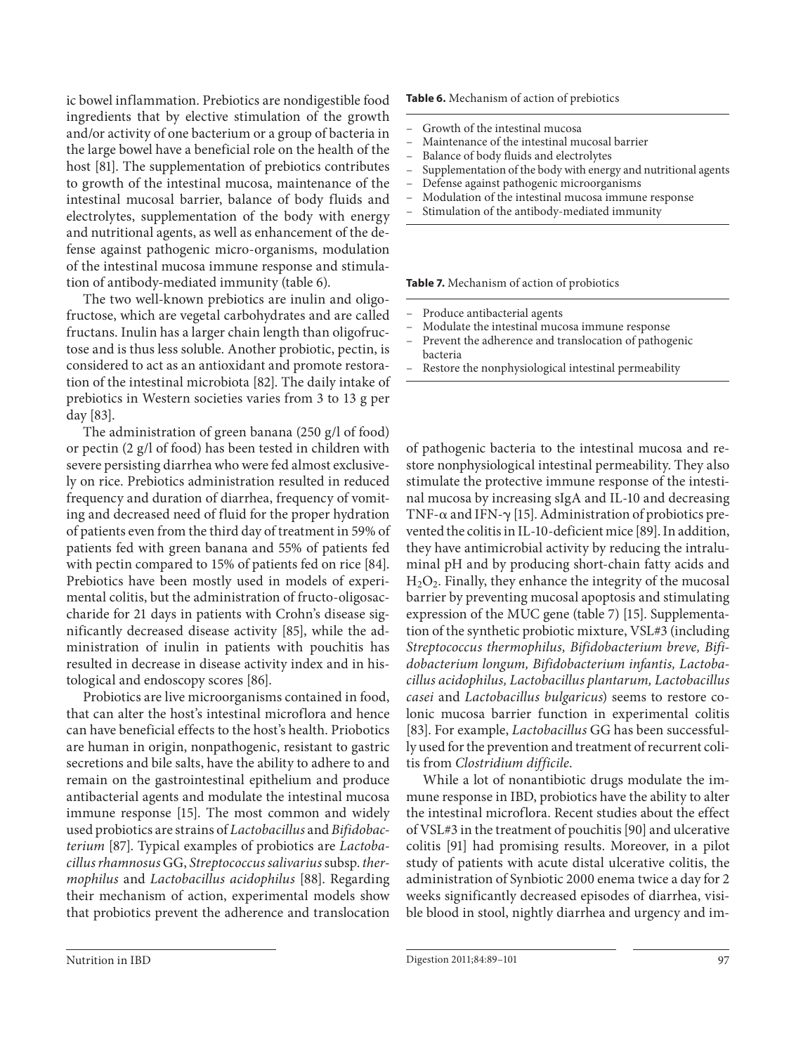ic bowel inflammation. Prebiotics are nondigestible food ingredients that by elective stimulation of the growth and/or activity of one bacterium or a group of bacteria in the large bowel have a beneficial role on the health of the host [81]. The supplementation of prebiotics contributes to growth of the intestinal mucosa, maintenance of the intestinal mucosal barrier, balance of body fluids and electrolytes, supplementation of the body with energy and nutritional agents, as well as enhancement of the defense against pathogenic micro-organisms, modulation of the intestinal mucosa immune response and stimulation of antibody-mediated immunity (table 6).

The two well-known prebiotics are inulin and oligofructose, which are vegetal carbohydrates and are called fructans. Inulin has a larger chain length than oligofructose and is thus less soluble. Another probiotic, pectin, is considered to act as an antioxidant and promote restoration of the intestinal microbiota [82]. The daily intake of prebiotics in Western societies varies from 3 to 13 g per day [83].

The administration of green banana (250 g/l of food) or pectin (2 g/l of food) has been tested in children with severe persisting diarrhea who were fed almost exclusively on rice. Prebiotics administration resulted in reduced frequency and duration of diarrhea, frequency of vomiting and decreased need of fluid for the proper hydration of patients even from the third day of treatment in 59% of patients fed with green banana and 55% of patients fed with pectin compared to 15% of patients fed on rice [84]. Prebiotics have been mostly used in models of experimental colitis, but the administration of fructo-oligosaccharide for 21 days in patients with Crohn's disease significantly decreased disease activity [85], while the administration of inulin in patients with pouchitis has resulted in decrease in disease activity index and in histological and endoscopy scores [86].

Probiotics are live microorganisms contained in food, that can alter the host's intestinal microflora and hence can have beneficial effects to the host's health. Priobotics are human in origin, nonpathogenic, resistant to gastric secretions and bile salts, have the ability to adhere to and remain on the gastrointestinal epithelium and produce antibacterial agents and modulate the intestinal mucosa immune response [15]. The most common and widely used probiotics are strains of *Lactobacillus* and *Bifidobacterium* [87]. Typical examples of probiotics are *Lactobacillus rhamnosus* GG, *Streptococcus salivarius* subsp. *thermophilus* and *Lactobacillus acidophilus* [88]. Regarding their mechanism of action, experimental models show that probiotics prevent the adherence and translocation of pathogenic bacteria to the intestinal mucosa and restore nonphysiological intestinal permeability. They also stimulate the protective immune response of the intestinal mucosa by increasing sIgA and IL-10 and decreasing TNF-$\alpha$ and IFN-$\gamma$ [15]. Administration of probiotics prevented the colitis in IL-10-deficient mice [89]. In addition, they have antimicrobial activity by reducing the intraluminal pH and by producing short-chain fatty acids and $H_2O_2$. Finally, they enhance the integrity of the mucosal barrier by preventing mucosal apoptosis and stimulating expression of the MUC gene (table 7) [15]. Supplementation of the synthetic probiotic mixture, VSL#3 (including *Streptococcus thermophilus, Bifidobacterium breve, Bifidobacterium longum, Bifidobacterium infantis, Lactobacillus acidophilus, Lactobacillus plantarum, Lactobacillus casei* and *Lactobacillus bulgaricus*) seems to restore colonic mucosa barrier function in experimental colitis [83]. For example, *Lactobacillus* GG has been successfully used for the prevention and treatment of recurrent colitis from *Clostridium difficile*.

While a lot of nonantibiotic drugs modulate the immune response in IBD, probiotics have the ability to alter the intestinal microflora. Recent studies about the effect of VSL#3 in the treatment of pouchitis [90] and ulcerative colitis [91] had promising results. Moreover, in a pilot study of patients with acute distal ulcerative colitis, the administration of Synbiotic 2000 enema twice a day for 2 weeks significantly decreased episodes of diarrhea, visible blood in stool, nightly diarrhea and urgency and im-

**Table 6.** Mechanism of action of prebiotics

- Growth of the intestinal mucosa
- Maintenance of the intestinal mucosal barrier
- Balance of body fluids and electrolytes
- Supplementation of the body with energy and nutritional agents
- Defense against pathogenic microorganisms
- Modulation of the intestinal mucosa immune response
- Stimulation of the antibody-mediated immunity

**Table 7.** Mechanism of action of probiotics

- Produce antibacterial agents
- Modulate the intestinal mucosa immune response
- Prevent the adherence and translocation of pathogenic bacteria
- Restore the nonphysiological intestinal permeability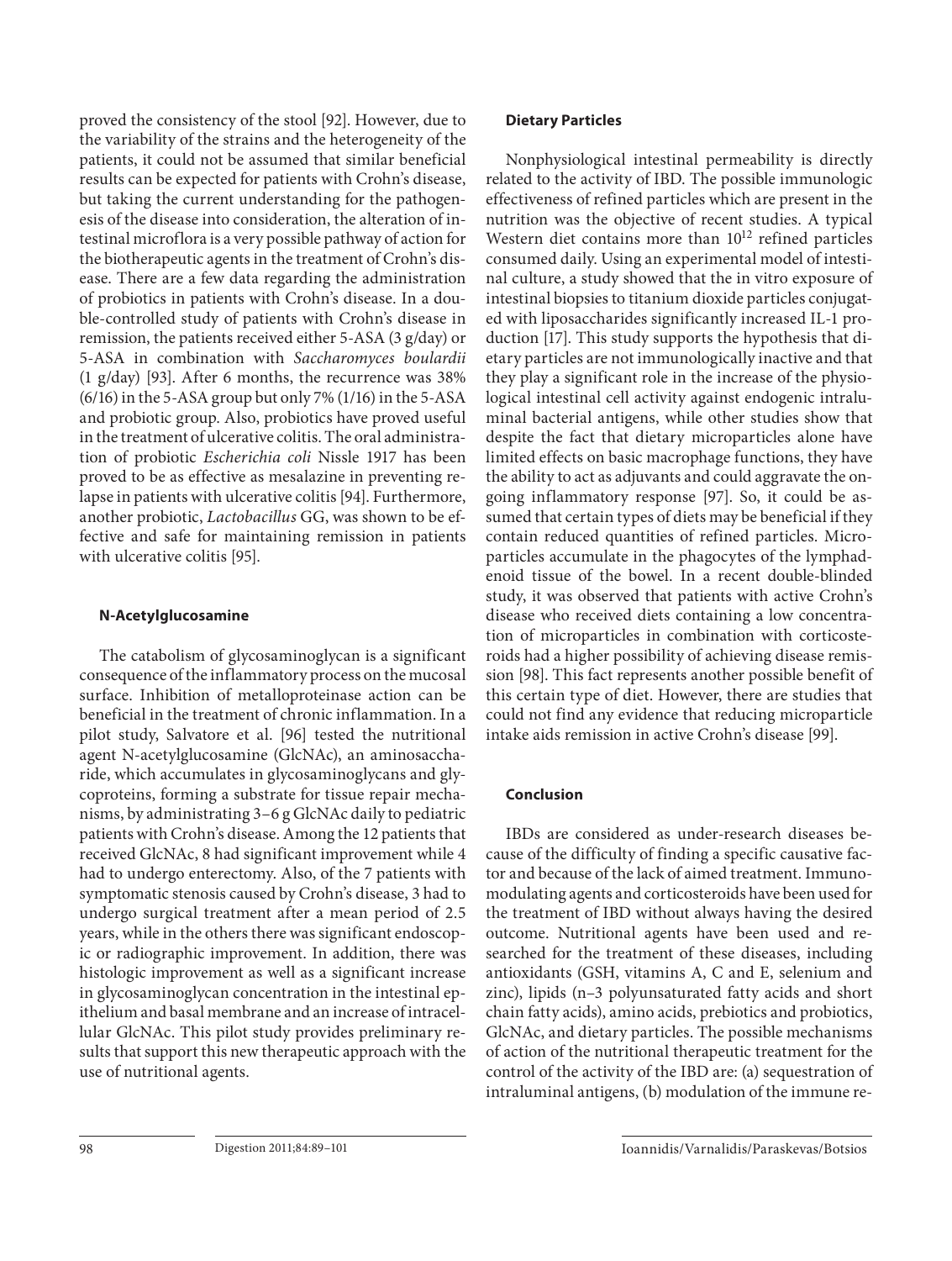proved the consistency of the stool [92]. However, due to the variability of the strains and the heterogeneity of the patients, it could not be assumed that similar beneficial results can be expected for patients with Crohn's disease, but taking the current understanding for the pathogenesis of the disease into consideration, the alteration of intestinal microflora is a very possible pathway of action for the biotherapeutic agents in the treatment of Crohn's disease. There are a few data regarding the administration of probiotics in patients with Crohn's disease. In a double-controlled study of patients with Crohn's disease in remission, the patients received either 5-ASA (3 g/day) or 5-ASA in combination with *Saccharomyces boulardii* (1 g/day) [93]. After 6 months, the recurrence was 38% (6/16) in the 5-ASA group but only 7% (1/16) in the 5-ASA and probiotic group. Also, probiotics have proved useful in the treatment of ulcerative colitis. The oral administration of probiotic *Escherichia coli* Nissle 1917 has been proved to be as effective as mesalazine in preventing relapse in patients with ulcerative colitis [94]. Furthermore, another probiotic, *Lactobacillus* GG, was shown to be effective and safe for maintaining remission in patients with ulcerative colitis [95].

### N-Acetylglucosamine

The catabolism of glycosaminoglycan is a significant consequence of the inflammatory process on the mucosal surface. Inhibition of metalloproteinase action can be beneficial in the treatment of chronic inflammation. In a pilot study, Salvatore et al. [96] tested the nutritional agent N-acetylglucosamine (GlcNAc), an aminosaccharide, which accumulates in glycosaminoglycans and glycoproteins, forming a substrate for tissue repair mechanisms, by administrating 3–6 g GlcNAc daily to pediatric patients with Crohn's disease. Among the 12 patients that received GlcNAc, 8 had significant improvement while 4 had to undergo enterectomy. Also, of the 7 patients with symptomatic stenosis caused by Crohn's disease, 3 had to undergo surgical treatment after a mean period of 2.5 years, while in the others there was significant endoscopic or radiographic improvement. In addition, there was histologic improvement as well as a significant increase in glycosaminoglycan concentration in the intestinal epithelium and basal membrane and an increase of intracellular GlcNAc. This pilot study provides preliminary results that support this new therapeutic approach with the use of nutritional agents.

### Dietary Particles

Nonphysiological intestinal permeability is directly related to the activity of IBD. The possible immunologic effectiveness of refined particles which are present in the nutrition was the objective of recent studies. A typical Western diet contains more than $10^{12}$ refined particles consumed daily. Using an experimental model of intestinal culture, a study showed that the in vitro exposure of intestinal biopsies to titanium dioxide particles conjugated with liposaccharides significantly increased IL-1 production [17]. This study supports the hypothesis that dietary particles are not immunologically inactive and that they play a significant role in the increase of the physiological intestinal cell activity against endogenic intraluminal bacterial antigens, while other studies show that despite the fact that dietary microparticles alone have limited effects on basic macrophage functions, they have the ability to act as adjuvants and could aggravate the ongoing inflammatory response [97]. So, it could be assumed that certain types of diets may be beneficial if they contain reduced quantities of refined particles. Microparticles accumulate in the phagocytes of the lymphadenoid tissue of the bowel. In a recent double-blinded study, it was observed that patients with active Crohn's disease who received diets containing a low concentration of microparticles in combination with corticosteroids had a higher possibility of achieving disease remission [98]. This fact represents another possible benefit of this certain type of diet. However, there are studies that could not find any evidence that reducing microparticle intake aids remission in active Crohn's disease [99].

### Conclusion

IBDs are considered as under-research diseases because of the difficulty of finding a specific causative factor and because of the lack of aimed treatment. Immunomodulating agents and corticosteroids have been used for the treatment of IBD without always having the desired outcome. Nutritional agents have been used and researched for the treatment of these diseases, including antioxidants (GSH, vitamins A, C and E, selenium and zinc), lipids (n–3 polyunsaturated fatty acids and short chain fatty acids), amino acids, prebiotics and probiotics, GlcNAc, and dietary particles. The possible mechanisms of action of the nutritional therapeutic treatment for the control of the activity of the IBD are: (a) sequestration of intraluminal antigens, (b) modulation of the immune re-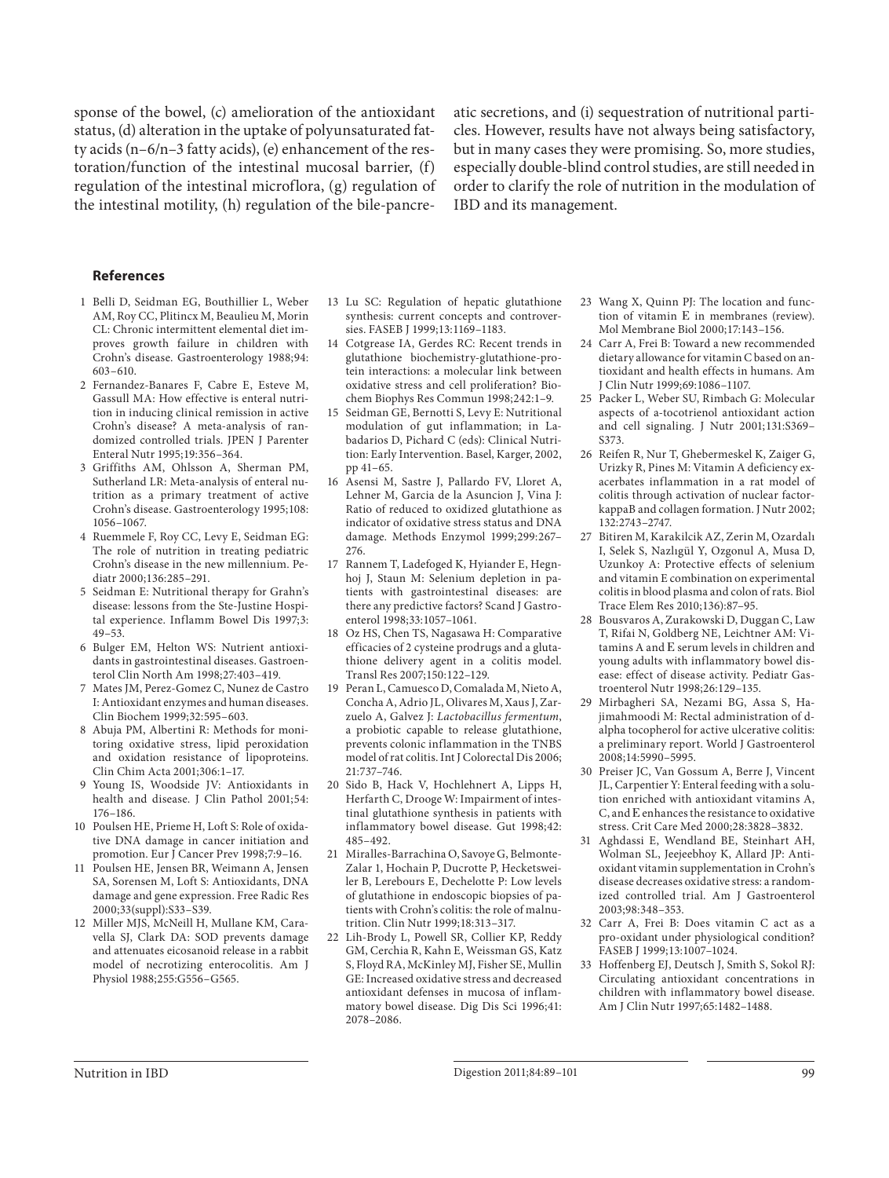sponse of the bowel, (c) amelioration of the antioxidant status, (d) alteration in the uptake of polyunsaturated fatty acids (n–6/n–3 fatty acids), (e) enhancement of the restoration/function of the intestinal mucosal barrier, (f) regulation of the intestinal microflora, (g) regulation of the intestinal motility, (h) regulation of the bile-pancreatic secretions, and (i) sequestration of nutritional particles. However, results have not always being satisfactory, but in many cases they were promising. So, more studies, especially double-blind control studies, are still needed in order to clarify the role of nutrition in the modulation of IBD and its management.

## References

1. Belli D, Seidman EG, Bouthillier L, Weber AM, Roy CC, Plitincx M, Beaulieu M, Morin CL: Chronic intermittent elemental diet improves growth failure in children with Crohn's disease. Gastroenterology 1988;94:603–610.
2. Fernandez-Banares F, Cabre E, Esteve M, Gassull MA: How effective is enteral nutrition in inducing clinical remission in active Crohn's disease? A meta-analysis of randomized controlled trials. JPEN J Parenter Enteral Nutr 1995;19:356–364.
3. Griffiths AM, Ohlsson A, Sherman PM, Sutherland LR: Meta-analysis of enteral nutrition as a primary treatment of active Crohn's disease. Gastroenterology 1995;108:1056–1067.
4. Ruemmele F, Roy CC, Levy E, Seidman EG: The role of nutrition in treating pediatric Crohn's disease in the new millennium. Pediatr 2000;136:285–291.
5. Seidman E: Nutritional therapy for Grahn's disease: lessons from the Ste-Justine Hospital experience. Inflamm Bowel Dis 1997;3:49–53.
6. Bulger EM, Helton WS: Nutrient antioxidants in gastrointestinal diseases. Gastroenterol Clin North Am 1998;27:403–419.
7. Mates JM, Perez-Gomez C, Nunez de Castro I: Antioxidant enzymes and human diseases. Clin Biochem 1999;32:595–603.
8. Abuja PM, Albertini R: Methods for monitoring oxidative stress, lipid peroxidation and oxidation resistance of lipoproteins. Clin Chim Acta 2001;306:1–17.
9. Young IS, Woodside JV: Antioxidants in health and disease. J Clin Pathol 2001;54:176–186.
10. Poulsen HE, Prieme H, Loft S: Role of oxidative DNA damage in cancer initiation and promotion. Eur J Cancer Prev 1998;7:9–16.
11. Poulsen HE, Jensen BR, Weimann A, Jensen SA, Sorensen M, Loft S: Antioxidants, DNA damage and gene expression. Free Radic Res 2000;33(suppl):S33–S39.
12. Miller MJS, McNeill H, Mullane KM, Caravella SJ, Clark DA: SOD prevents damage and attenuates eicosanoid release in a rabbit model of necrotizing enterocolitis. Am J Physiol 1988;255:G556–G565.
13. Lu SC: Regulation of hepatic glutathione synthesis: current concepts and controversies. FASEB J 1999;13:1169–1183.
14. Cotgrease IA, Gerdes RC: Recent trends in glutathione biochemistry-glutathione-protein interactions: a molecular link between oxidative stress and cell proliferation? Biochem Biophys Res Commun 1998;242:1–9.
15. Seidman GE, Bernotti S, Levy E: Nutritional modulation of gut inflammation; in Labadarios D, Pichard C (eds): Clinical Nutrition: Early Intervention. Basel, Karger, 2002, pp 41–65.
16. Asensi M, Sastre J, Pallardo FV, Lloret A, Lehner M, Garcia de la Asuncion J, Vina J: Ratio of reduced to oxidized glutathione as indicator of oxidative stress status and DNA damage. Methods Enzymol 1999;299:267–276.
17. Rannem T, Ladefoged K, Hyiander E, Hegnhoj J, Staun M: Selenium depletion in patients with gastrointestinal diseases: are there any predictive factors? Scand J Gastroenterol 1998;33:1057–1061.
18. Oz HS, Chen TS, Nagasawa H: Comparative efficacies of 2 cysteine prodrugs and a glutathione delivery agent in a colitis model. Transl Res 2007;150:122–129.
19. Peran L, Camuesco D, Comalada M, Nieto A, Concha A, Adrio JL, Olivares M, Xaus J, Zarzuelo A, Galvez J: *Lactobacillus fermentum*, a probiotic capable to release glutathione, prevents colonic inflammation in the TNBS model of rat colitis. Int J Colorectal Dis 2006;21:737–746.
20. Sido B, Hack V, Hochlehnert A, Lipps H, Herfarth C, Droege W: Impairment of intestinal glutathione synthesis in patients with inflammatory bowel disease. Gut 1998;42:485–492.
21. Miralles-Barrachina O, Savoye G, Belmonte-Zalar 1, Hochain P, Ducrotte P, Hecketsweiler B, Lerebours E, Dechelotte P: Low levels of glutathione in endoscopic biopsies of patients with Crohn's colitis: the role of malnutrition. Clin Nutr 1999;18:313–317.
22. Lih-Brody L, Powell SR, Collier KP, Reddy GM, Cerchia R, Kahn E, Weissman GS, Katz S, Floyd RA, McKinley MJ, Fisher SE, Mullin GE: Increased oxidative stress and decreased antioxidant defenses in mucosa of inflammatory bowel disease. Dig Dis Sci 1996;41:2078–2086.
23. Wang X, Quinn PJ: The location and function of vitamin E in membranes (review). Mol Membrane Biol 2000;17:143–156.
24. Carr A, Frei B: Toward a new recommended dietary allowance for vitamin C based on antioxidant and health effects in humans. Am J Clin Nutr 1999;69:1086–1107.
25. Packer L, Weber SU, Rimbach G: Molecular aspects of a-tocotrienol antioxidant action and cell signaling. J Nutr 2001;131:S369–S373.
26. Reifen R, Nur T, Ghebermeskel K, Zaiger G, Urizky R, Pines M: Vitamin A deficiency exacerbates inflammation in a rat model of colitis through activation of nuclear factor-kappaB and collagen formation. J Nutr 2002;132:2743–2747.
27. Bitiren M, Karakilcik AZ, Zerin M, Ozardalı I, Selek S, Nazlıgül Y, Ozgonul A, Musa D, Uzunkoy A: Protective effects of selenium and vitamin E combination on experimental colitis in blood plasma and colon of rats. Biol Trace Elem Res 2010;136):87–95.
28. Bousvaros A, Zurakowski D, Duggan C, Law T, Rifai N, Goldberg NE, Leichtner AM: Vitamins A and E serum levels in children and young adults with inflammatory bowel disease: effect of disease activity. Pediatr Gastroenterol Nutr 1998;26:129–135.
29. Mirbagheri SA, Nezami BG, Assa S, Hajimahmoodi M: Rectal administration of d-alpha tocopherol for active ulcerative colitis: a preliminary report. World J Gastroenterol 2008;14:5990–5995.
30. Preiser JC, Van Gossum A, Berre J, Vincent JL, Carpentier Y: Enteral feeding with a solution enriched with antioxidant vitamins A, C, and E enhances the resistance to oxidative stress. Crit Care Med 2000;28:3828–3832.
31. Aghdassi E, Wendland BE, Steinhart AH, Wolman SL, Jeejeebhoy K, Allard JP: Antioxidant vitamin supplementation in Crohn's disease decreases oxidative stress: a randomized controlled trial. Am J Gastroenterol 2003;98:348–353.
32. Carr A, Frei B: Does vitamin C act as a pro-oxidant under physiological condition? FASEB J 1999;13:1007–1024.
33. Hoffenberg EJ, Deutsch J, Smith S, Sokol RJ: Circulating antioxidant concentrations in children with inflammatory bowel disease. Am J Clin Nutr 1997;65:1482–1488.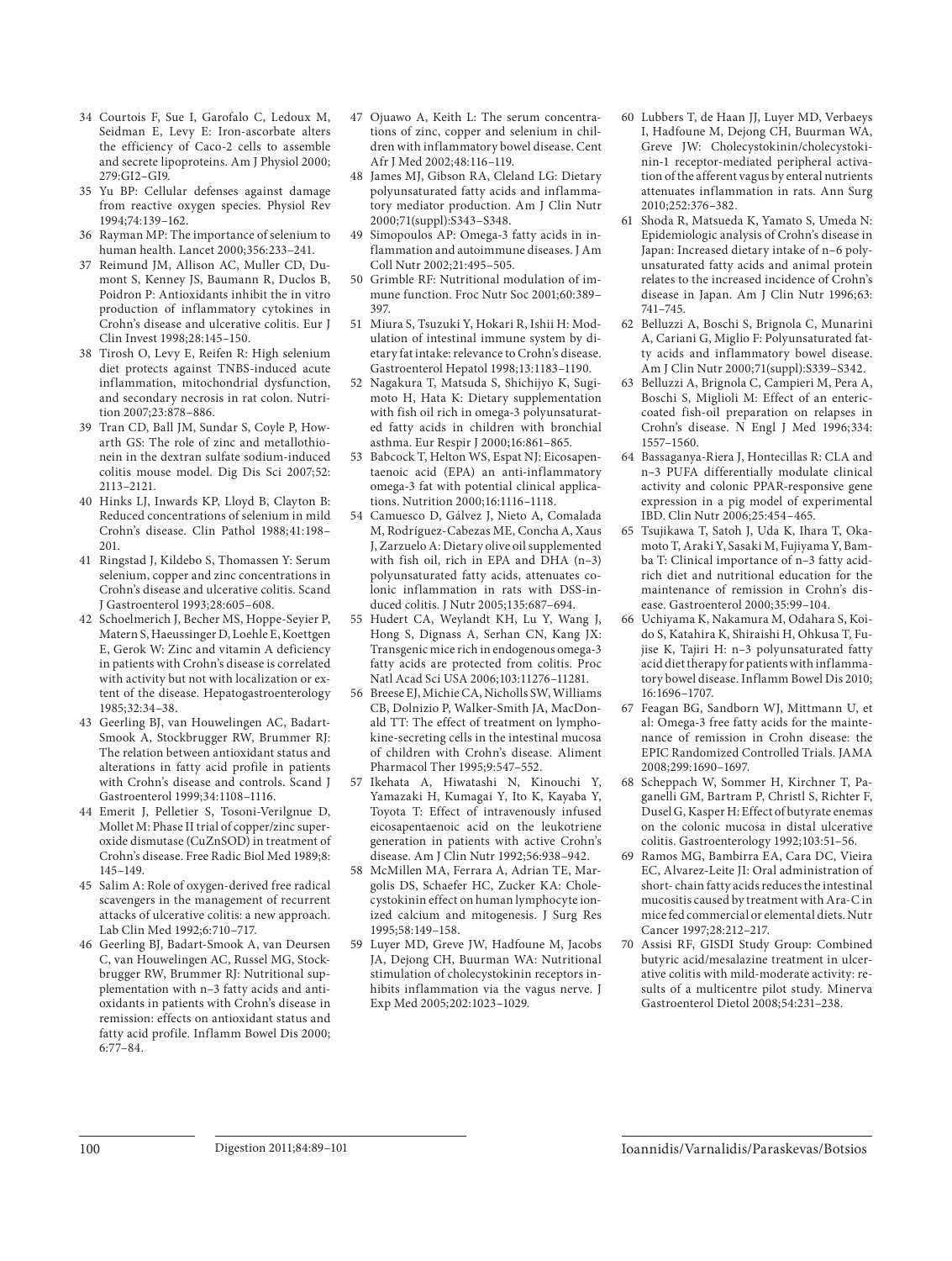34 Courtois F, Sue I, Garofalo C, Ledoux M, Seidman E, Levy E: Iron-ascorbate alters the efficiency of Caco-2 cells to assemble and secrete lipoproteins. Am J Physiol 2000; 279:GI2–GI9.

35 Yu BP: Cellular defenses against damage from reactive oxygen species. Physiol Rev 1994;74:139–162.

36 Rayman MP: The importance of selenium to human health. Lancet 2000;356:233–241.

37 Reimund JM, Allison AC, Muller CD, Dumont S, Kenney JS, Baumann R, Duclos B, Poidron P: Antioxidants inhibit the in vitro production of inflammatory cytokines in Crohn's disease and ulcerative colitis. Eur J Clin Invest 1998;28:145–150.

38 Tirosh O, Levy E, Reifen R: High selenium diet protects against TNBS-induced acute inflammation, mitochondrial dysfunction, and secondary necrosis in rat colon. Nutrition 2007;23:878–886.

39 Tran CD, Ball JM, Sundar S, Coyle P, Howarth GS: The role of zinc and metallothionein in the dextran sulfate sodium-induced colitis mouse model. Dig Dis Sci 2007;52: 2113–2121.

40 Hinks LJ, Inwards KP, Lloyd B, Clayton B: Reduced concentrations of selenium in mild Crohn's disease. Clin Pathol 1988;41:198–201.

41 Ringstad J, Kildebo S, Thomassen Y: Serum selenium, copper and zinc concentrations in Crohn's disease and ulcerative colitis. Scand J Gastroenterol 1993;28:605–608.

42 Schoelmerich J, Becher MS, Hoppe-Seyier P, Matern S, Haeussinger D, Loehle E, Koettgen E, Gerok W: Zinc and vitamin A deficiency in patients with Crohn's disease is correlated with activity but not with localization or extent of the disease. Hepatogastroenterology 1985;32:34–38.

43 Geerling BJ, van Houwelingen AC, Badart-Smook A, Stockbrugger RW, Brummer RJ: The relation between antioxidant status and alterations in fatty acid profile in patients with Crohn's disease and controls. Scand J Gastroenterol 1999;34:1108–1116.

44 Emerit J, Pelletier S, Tosoni-Verilgnue D, Mollet M: Phase II trial of copper/zinc superoxide dismutase (CuZnSOD) in treatment of Crohn's disease. Free Radic Biol Med 1989;8: 145–149.

45 Salim A: Role of oxygen-derived free radical scavengers in the management of recurrent attacks of ulcerative colitis: a new approach. Lab Clin Med 1992;6:710–717.

46 Geerling BJ, Badart-Smook A, van Deursen C, van Houwelingen AC, Russel MG, Stockbrugger RW, Brummer RJ: Nutritional supplementation with n–3 fatty acids and antioxidants in patients with Crohn's disease in remission: effects on antioxidant status and fatty acid profile. Inflamm Bowel Dis 2000; 6:77–84.

47 Ojuawo A, Keith L: The serum concentrations of zinc, copper and selenium in children with inflammatory bowel disease. Cent Afr J Med 2002;48:116–119.

48 James MJ, Gibson RA, Cleland LG: Dietary polyunsaturated fatty acids and inflammatory mediator production. Am J Clin Nutr 2000;71(suppl):S343–S348.

49 Simopoulos AP: Omega-3 fatty acids in inflammation and autoimmune diseases. J Am Coll Nutr 2002;21:495–505.

50 Grimble RF: Nutritional modulation of immune function. Froc Nutr Soc 2001;60:389–397.

51 Miura S, Tsuzuki Y, Hokari R, Ishii H: Modulation of intestinal immune system by dietary fat intake: relevance to Crohn's disease. Gastroenterol Hepatol 1998;13:1183–1190.

52 Nagakura T, Matsuda S, Shichijyo K, Sugimoto H, Hata K: Dietary supplementation with fish oil rich in omega-3 polyunsaturated fatty acids in children with bronchial asthma. Eur Respir J 2000;16:861–865.

53 Babcock T, Helton WS, Espat NJ: Eicosapentaenoic acid (EPA) an anti-inflammatory omega-3 fat with potential clinical applications. Nutrition 2000;16:1116–1118.

54 Camuesco D, Gálvez J, Nieto A, Comalada M, Rodríguez-Cabezas ME, Concha A, Xaus J, Zarzuelo A: Dietary olive oil supplemented with fish oil, rich in EPA and DHA (n–3) polyunsaturated fatty acids, attenuates colonic inflammation in rats with DSS-induced colitis. J Nutr 2005;135:687–694.

55 Hudert CA, Weylandt KH, Lu Y, Wang J, Hong S, Dignass A, Serhan CN, Kang JX: Transgenic mice rich in endogenous omega-3 fatty acids are protected from colitis. Proc Natl Acad Sci USA 2006;103:11276–11281.

56 Breese EJ, Michie CA, Nicholls SW, Williams CB, Dolnizio P, Walker-Smith JA, MacDonald TT: The effect of treatment on lymphokine-secreting cells in the intestinal mucosa of children with Crohn's disease. Aliment Pharmacol Ther 1995;9:547–552.

57 Ikehata A, Hiwatashi N, Kinouchi Y, Yamazaki H, Kumagai Y, Ito K, Kayaba Y, Toyota T: Effect of intravenously infused eicosapentaenoic acid on the leukotriene generation in patients with active Crohn's disease. Am J Clin Nutr 1992;56:938–942.

58 McMillen MA, Ferrara A, Adrian TE, Margolis DS, Schaefer HC, Zucker KA: Cholecystokinin effect on human lymphocyte ionized calcium and mitogenesis. J Surg Res 1995;58:149–158.

59 Luyer MD, Greve JW, Hadfoune M, Jacobs JA, Dejong CH, Buurman WA: Nutritional stimulation of cholecystokinin receptors inhibits inflammation via the vagus nerve. J Exp Med 2005;202:1023–1029.

60 Lubbers T, de Haan JJ, Luyer MD, Verbaeys I, Hadfoune M, Dejong CH, Buurman WA, Greve JW: Cholecystokinin/cholecystokinin-1 receptor-mediated peripheral activation of the afferent vagus by enteral nutrients attenuates inflammation in rats. Ann Surg 2010;252:376–382.

61 Shoda R, Matsueda K, Yamato S, Umeda N: Epidemiologic analysis of Crohn's disease in Japan: Increased dietary intake of n–6 polyunsaturated fatty acids and animal protein relates to the increased incidence of Crohn's disease in Japan. Am J Clin Nutr 1996;63: 741–745.

62 Belluzzi A, Boschi S, Brignola C, Munarini A, Cariani G, Miglio F: Polyunsaturated fatty acids and inflammatory bowel disease. Am J Clin Nutr 2000;71(suppl):S339–S342.

63 Belluzzi A, Brignola C, Campieri M, Pera A, Boschi S, Miglioli M: Effect of an enteric-coated fish-oil preparation on relapses in Crohn's disease. N Engl J Med 1996;334: 1557–1560.

64 Bassaganya-Riera J, Hontecillas R: CLA and n–3 PUFA differentially modulate clinical activity and colonic PPAR-responsive gene expression in a pig model of experimental IBD. Clin Nutr 2006;25:454–465.

65 Tsujikawa T, Satoh J, Uda K, Ihara T, Okamoto T, Araki Y, Sasaki M, Fujiyama Y, Bamba T: Clinical importance of n–3 fatty acid-rich diet and nutritional education for the maintenance of remission in Crohn's disease. Gastroenterol 2000;35:99–104.

66 Uchiyama K, Nakamura M, Odahara S, Koido S, Katahira K, Shiraishi H, Ohkusa T, Fujise K, Tajiri H: n–3 polyunsaturated fatty acid diet therapy for patients with inflammatory bowel disease. Inflamm Bowel Dis 2010; 16:1696–1707.

67 Feagan BG, Sandborn WJ, Mittmann U, et al: Omega-3 free fatty acids for the maintenance of remission in Crohn disease: the EPIC Randomized Controlled Trials. JAMA 2008;299:1690–1697.

68 Scheppach W, Sommer H, Kirchner T, Paganelli GM, Bartram P, Christl S, Richter F, Dusel G, Kasper H: Effect of butyrate enemas on the colonic mucosa in distal ulcerative colitis. Gastroenterology 1992;103:51–56.

69 Ramos MG, Bambirra EA, Cara DC, Vieira EC, Alvarez-Leite JI: Oral administration of short- chain fatty acids reduces the intestinal mucositis caused by treatment with Ara-C in mice fed commercial or elemental diets. Nutr Cancer 1997;28:212–217.

70 Assisi RF, GISDI Study Group: Combined butyric acid/mesalazine treatment in ulcerative colitis with mild-moderate activity: results of a multicentre pilot study. Minerva Gastroenterol Dietol 2008;54:231–238.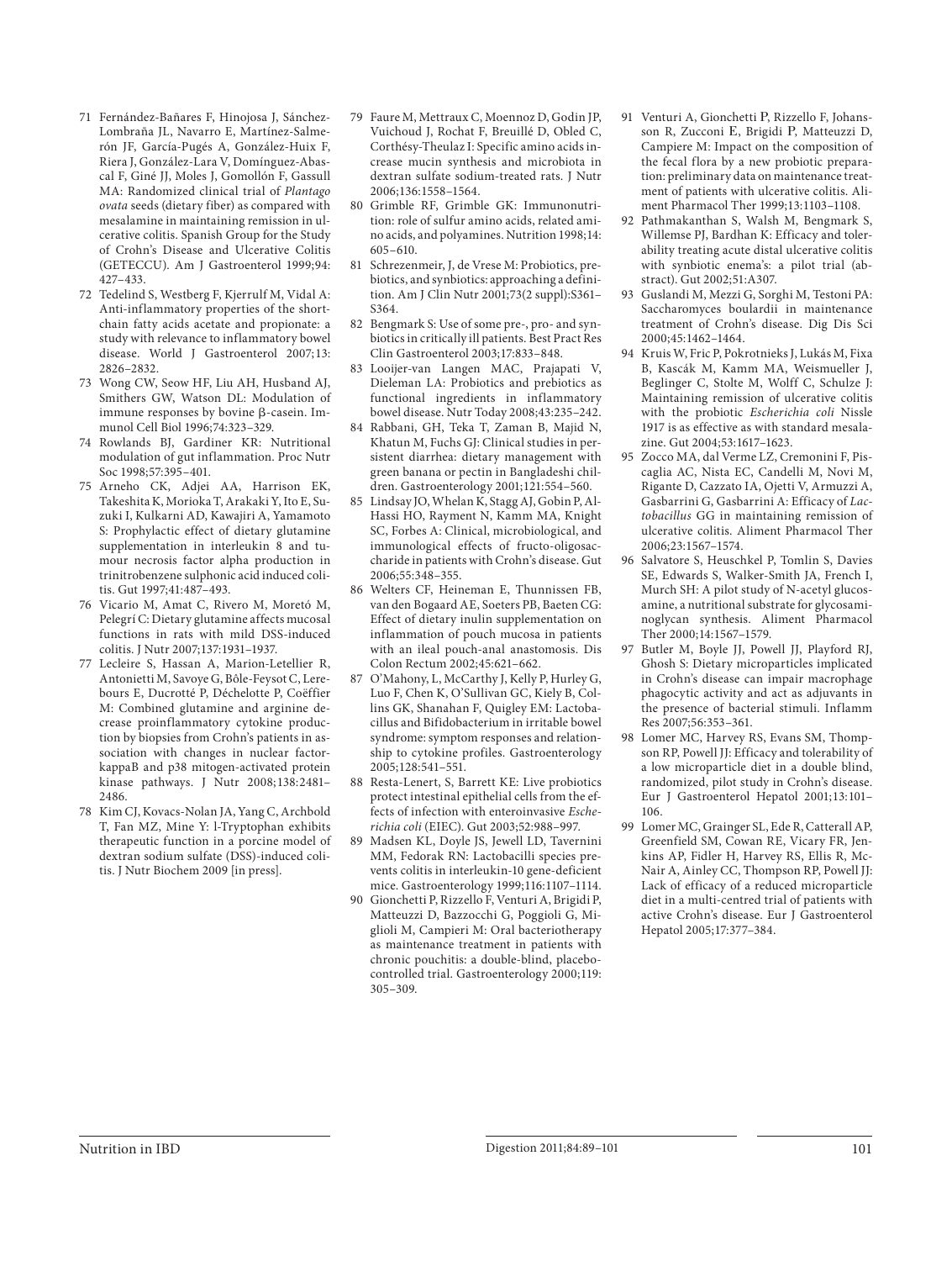71 Fernández-Bañares F, Hinojosa J, Sánchez-Lombraña JL, Navarro E, Martínez-Salmerón JF, García-Pugés A, González-Huix F, Riera J, González-Lara V, Domínguez-Abascal F, Giné JJ, Moles J, Gomollón F, Gassull MA: Randomized clinical trial of *Plantago ovata* seeds (dietary fiber) as compared with mesalamine in maintaining remission in ulcerative colitis. Spanish Group for the Study of Crohn's Disease and Ulcerative Colitis (GETECCU). Am J Gastroenterol 1999;94:427–433.

72 Tedelind S, Westberg F, Kjerrulf M, Vidal A: Anti-inflammatory properties of the short-chain fatty acids acetate and propionate: a study with relevance to inflammatory bowel disease. World J Gastroenterol 2007;13:2826–2832.

73 Wong CW, Seow HF, Liu AH, Husband AJ, Smithers GW, Watson DL: Modulation of immune responses by bovine β-casein. Immunol Cell Biol 1996;74:323–329.

74 Rowlands BJ, Gardiner KR: Nutritional modulation of gut inflammation. Proc Nutr Soc 1998;57:395–401.

75 Arneho CK, Adjei AA, Harrison EK, Takeshita K, Morioka T, Arakaki Y, Ito E, Suzuki I, Kulkarni AD, Kawajiri A, Yamamoto S: Prophylactic effect of dietary glutamine supplementation in interleukin 8 and tumour necrosis factor alpha production in trinitrobenzene sulphonic acid induced colitis. Gut 1997;41:487–493.

76 Vicario M, Amat C, Rivero M, Moretó M, Pelegrí C: Dietary glutamine affects mucosal functions in rats with mild DSS-induced colitis. J Nutr 2007;137:1931–1937.

77 Lecleire S, Hassan A, Marion-Letellier R, Antonietti M, Savoye G, Bôle-Feysot C, Lerebours E, Ducrotté P, Déchelotte P, Coëffier M: Combined glutamine and arginine decrease proinflammatory cytokine production by biopsies from Crohn's patients in association with changes in nuclear factor-kappaB and p38 mitogen-activated protein kinase pathways. J Nutr 2008;138:2481–2486.

78 Kim CJ, Kovacs-Nolan JA, Yang C, Archbold T, Fan MZ, Mine Y: l-Tryptophan exhibits therapeutic function in a porcine model of dextran sodium sulfate (DSS)-induced colitis. J Nutr Biochem 2009 [in press].

79 Faure M, Mettraux C, Moennoz D, Godin JP, Vuichoud J, Rochat F, Breuillé D, Obled C, Corthésy-Theulaz I: Specific amino acids increase mucin synthesis and microbiota in dextran sulfate sodium-treated rats. J Nutr 2006;136:1558–1564.

80 Grimble RF, Grimble GK: Immunonutrition: role of sulfur amino acids, related amino acids, and polyamines. Nutrition 1998;14:605–610.

81 Schrezenmeir, J, de Vrese M: Probiotics, prebiotics, and synbiotics: approaching a definition. Am J Clin Nutr 2001;73(2 suppl):S361–S364.

82 Bengmark S: Use of some pre-, pro- and synbiotics in critically ill patients. Best Pract Res Clin Gastroenterol 2003;17:833–848.

83 Looijer-van Langen MAC, Prajapati V, Dieleman LA: Probiotics and prebiotics as functional ingredients in inflammatory bowel disease. Nutr Today 2008;43:235–242.

84 Rabbani, GH, Teka T, Zaman B, Majid N, Khatun M, Fuchs GJ: Clinical studies in persistent diarrhea: dietary management with green banana or pectin in Bangladeshi children. Gastroenterology 2001;121:554–560.

85 Lindsay JO, Whelan K, Stagg AJ, Gobin P, Al-Hassi HO, Rayment N, Kamm MA, Knight SC, Forbes A: Clinical, microbiological, and immunological effects of fructo-oligosaccharide in patients with Crohn's disease. Gut 2006;55:348–355.

86 Welters CF, Heineman E, Thunnissen FB, van den Bogaard AE, Soeters PB, Baeten CG: Effect of dietary inulin supplementation on inflammation of pouch mucosa in patients with an ileal pouch-anal anastomosis. Dis Colon Rectum 2002;45:621–662.

87 O'Mahony, L, McCarthy J, Kelly P, Hurley G, Luo F, Chen K, O'Sullivan GC, Kiely B, Collins GK, Shanahan F, Quigley EM: Lactobacillus and Bifidobacterium in irritable bowel syndrome: symptom responses and relationship to cytokine profiles. Gastroenterology 2005;128:541–551.

88 Resta-Lenert, S, Barrett KE: Live probiotics protect intestinal epithelial cells from the effects of infection with enteroinvasive *Escherichia coli* (EIEC). Gut 2003;52:988–997.

89 Madsen KL, Doyle JS, Jewell LD, Tavernini MM, Fedorak RN: Lactobacilli species prevents colitis in interleukin-10 gene-deficient mice. Gastroenterology 1999;116:1107–1114.

90 Gionchetti P, Rizzello F, Venturi A, Brigidi P, Matteuzzi D, Bazzocchi G, Poggioli G, Miglioli M, Campieri M: Oral bacteriotherapy as maintenance treatment in patients with chronic pouchitis: a double-blind, placebo-controlled trial. Gastroenterology 2000;119:305–309.

91 Venturi A, Gionchetti P, Rizzello F, Johansson R, Zucconi E, Brigidi P, Matteuzzi D, Campiere M: Impact on the composition of the fecal flora by a new probiotic preparation: preliminary data on maintenance treatment of patients with ulcerative colitis. Aliment Pharmacol Ther 1999;13:1103–1108.

92 Pathmakanthan S, Walsh M, Bengmark S, Willemse PJ, Bardhan K: Efficacy and tolerability treating acute distal ulcerative colitis with synbiotic enema's: a pilot trial (abstract). Gut 2002;51:A307.

93 Guslandi M, Mezzi G, Sorghi M, Testoni PA: Saccharomyces boulardii in maintenance treatment of Crohn's disease. Dig Dis Sci 2000;45:1462–1464.

94 Kruis W, Fric P, Pokrotnieks J, Lukás M, Fixa B, Kascák M, Kamm MA, Weismueller J, Beglinger C, Stolte M, Wolff C, Schulze J: Maintaining remission of ulcerative colitis with the probiotic *Escherichia coli* Nissle 1917 is as effective as with standard mesalazine. Gut 2004;53:1617–1623.

95 Zocco MA, dal Verme LZ, Cremonini F, Piscaglia AC, Nista EC, Candelli M, Novi M, Rigante D, Cazzato IA, Ojetti V, Armuzzi A, Gasbarrini G, Gasbarrini A: Efficacy of *Lactobacillus* GG in maintaining remission of ulcerative colitis. Aliment Pharmacol Ther 2006;23:1567–1574.

96 Salvatore S, Heuschkel P, Tomlin S, Davies SE, Edwards S, Walker-Smith JA, French I, Murch SH: A pilot study of N-acetyl glucosamine, a nutritional substrate for glycosaminoglycan synthesis. Aliment Pharmacol Ther 2000;14:1567–1579.

97 Butler M, Boyle JJ, Powell JJ, Playford RJ, Ghosh S: Dietary microparticles implicated in Crohn's disease can impair macrophage phagocytic activity and act as adjuvants in the presence of bacterial stimuli. Inflamm Res 2007;56:353–361.

98 Lomer MC, Harvey RS, Evans SM, Thompson RP, Powell JJ: Efficacy and tolerability of a low microparticle diet in a double blind, randomized, pilot study in Crohn's disease. Eur J Gastroenterol Hepatol 2001;13:101–106.

99 Lomer MC, Grainger SL, Ede R, Catterall AP, Greenfield SM, Cowan RE, Vicary FR, Jenkins AP, Fidler H, Harvey RS, Ellis R, McNair A, Ainley CC, Thompson RP, Powell JJ: Lack of efficacy of a reduced microparticle diet in a multi-centred trial of patients with active Crohn's disease. Eur J Gastroenterol Hepatol 2005;17:377–384.